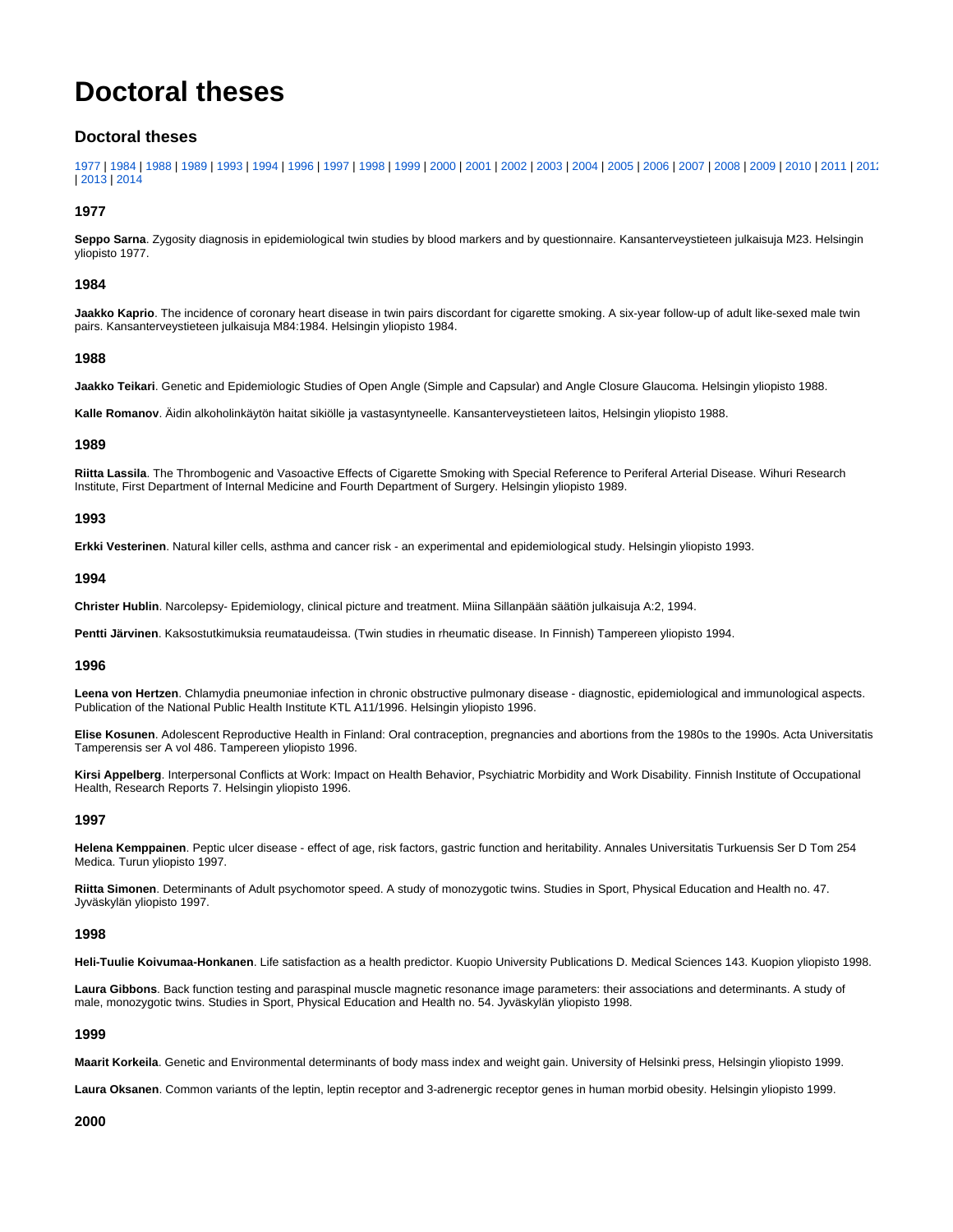# Doctoral theses

## Doctoral theses

1977 | 1984 | 1988 | 1989 | 1993 | 1994 | 1996 | 1997 | 1998 | 1999 | 2000 | 2001 | 2002 | 2003 | 2004 | 2005 | 2006 | 2007 | 2008 | 2009 | 2010 | 2011 | 2012 | 2013 | 2014

### 1977

**Seppo Sarna**. Zygosity diagnosis in epidemiological twin studies by blood markers and by questionnaire. Kansanterveystieteen julkaisuja M23. Helsingin yliopisto 1977.

### 1984

**Jaakko Kaprio**. The incidence of coronary heart disease in twin pairs discordant for cigarette smoking. A six-year follow-up of adult like-sexed male twin pairs. Kansanterveystieteen julkaisuja M84:1984. Helsingin yliopisto 1984.

### 1988

**Jaakko Teikari**. Genetic and Epidemiologic Studies of Open Angle (Simple and Capsular) and Angle Closure Glaucoma. Helsingin yliopisto 1988.

**Kalle Romanov**. Äidin alkoholinkäytön haitat sikiölle ja vastasyntyneelle. Kansanterveystieteen laitos, Helsingin yliopisto 1988.

### 1989

**Riitta Lassila**. The Thrombogenic and Vasoactive Effects of Cigarette Smoking with Special Reference to Periferal Arterial Disease. Wihuri Research Institute, First Department of Internal Medicine and Fourth Department of Surgery. Helsingin yliopisto 1989.

### 1993

**Erkki Vesterinen**. Natural killer cells, asthma and cancer risk - an experimental and epidemiological study. Helsingin yliopisto 1993.

### 1994

**Christer Hublin**. Narcolepsy- Epidemiology, clinical picture and treatment. Miina Sillanpään säätiön julkaisuja A:2, 1994.

**Pentti Järvinen**. Kaksostutkimuksia reumataudeissa. (Twin studies in rheumatic disease. In Finnish) Tampereen yliopisto 1994.

### 1996

**Leena von Hertzen**. Chlamydia pneumoniae infection in chronic obstructive pulmonary disease - diagnostic, epidemiological and immunological aspects. Publication of the National Public Health Institute KTL A11/1996. Helsingin yliopisto 1996.

**Elise Kosunen**. Adolescent Reproductive Health in Finland: Oral contraception, pregnancies and abortions from the 1980s to the 1990s. Acta Universitatis Tamperensis ser A vol 486. Tampereen yliopisto 1996.

**Kirsi Appelberg**. Interpersonal Conflicts at Work: Impact on Health Behavior, Psychiatric Morbidity and Work Disability. Finnish Institute of Occupational Health, Research Reports 7. Helsingin yliopisto 1996.

### 1997

**Helena Kemppainen**. Peptic ulcer disease - effect of age, risk factors, gastric function and heritability. Annales Universitatis Turkuensis Ser D Tom 254 Medica. Turun yliopisto 1997.

**Riitta Simonen**. Determinants of Adult psychomotor speed. A study of monozygotic twins. Studies in Sport, Physical Education and Health no. 47. Jyväskylän yliopisto 1997.

### 1998

**Heli-Tuulie Koivumaa-Honkanen**. Life satisfaction as a health predictor. Kuopio University Publications D. Medical Sciences 143. Kuopion yliopisto 1998.

**Laura Gibbons**. Back function testing and paraspinal muscle magnetic resonance image parameters: their associations and determinants. A study of male, monozygotic twins. Studies in Sport, Physical Education and Health no. 54. Jyväskylän yliopisto 1998.

### 1999

**Maarit Korkeila**. Genetic and Environmental determinants of body mass index and weight gain. University of Helsinki press, Helsingin yliopisto 1999.

**Laura Oksanen**. Common variants of the leptin, leptin receptor and 3-adrenergic receptor genes in human morbid obesity. Helsingin yliopisto 1999.

### 2000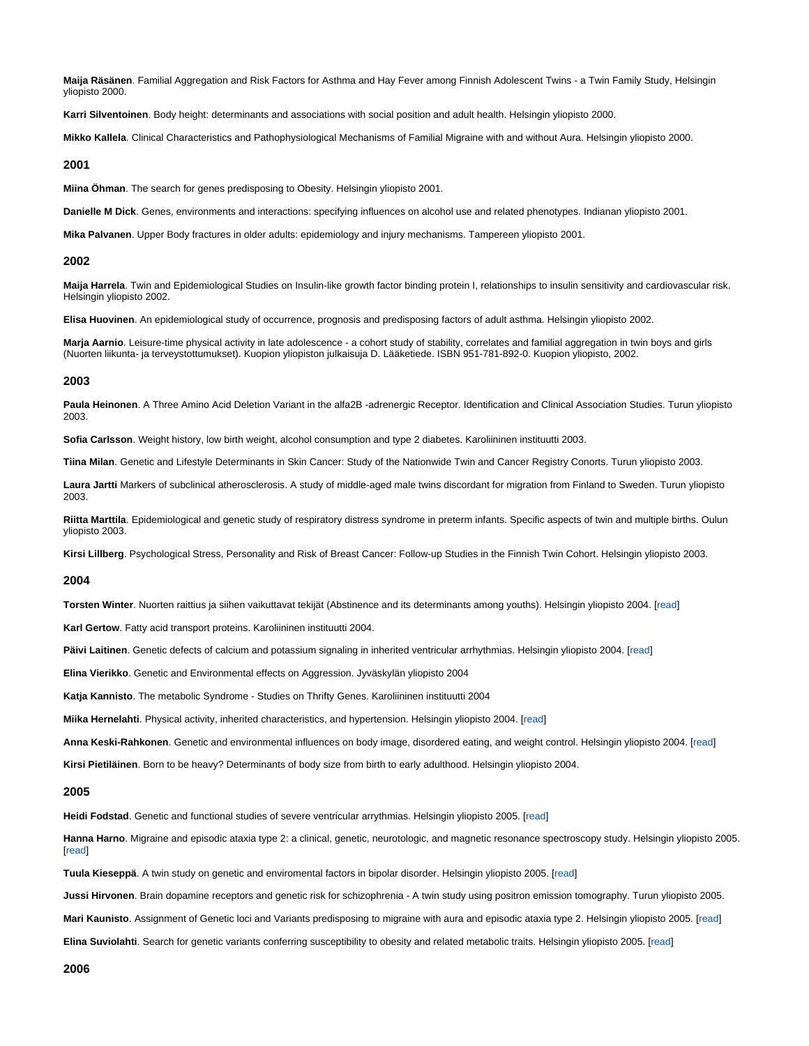**Maija Räsänen**. Familial Aggregation and Risk Factors for Asthma and Hay Fever among Finnish Adolescent Twins - a Twin Family Study, Helsingin yliopisto 2000.

**Karri Silventoinen**. Body height: determinants and associations with social position and adult health. Helsingin yliopisto 2000.

**Mikko Kallela**. Clinical Characteristics and Pathophysiological Mechanisms of Familial Migraine with and without Aura. Helsingin yliopisto 2000.

### 2001

**Miina Öhman**. The search for genes predisposing to Obesity. Helsingin yliopisto 2001.

**Danielle M Dick**. Genes, environments and interactions: specifying influences on alcohol use and related phenotypes. Indianan yliopisto 2001.

**Mika Palvanen**. Upper Body fractures in older adults: epidemiology and injury mechanisms. Tampereen yliopisto 2001.

### 2002

**Maija Harrela**. Twin and Epidemiological Studies on Insulin-like growth factor binding protein I, relationships to insulin sensitivity and cardiovascular risk. Helsingin yliopisto 2002.

**Elisa Huovinen**. An epidemiological study of occurrence, prognosis and predisposing factors of adult asthma. Helsingin yliopisto 2002.

**Marja Aarnio**. Leisure-time physical activity in late adolescence - a cohort study of stability, correlates and familial aggregation in twin boys and girls (Nuorten liikunta- ja terveystottumukset). Kuopion yliopiston julkaisuja D. Lääketiede. ISBN 951-781-892-0. Kuopion yliopisto, 2002.

### 2003

**Paula Heinonen**. A Three Amino Acid Deletion Variant in the alfa2B -adrenergic Receptor. Identification and Clinical Association Studies. Turun yliopisto 2003.

**Sofia Carlsson**. Weight history, low birth weight, alcohol consumption and type 2 diabetes. Karoliininen instituutti 2003.

**Tiina Milan**. Genetic and Lifestyle Determinants in Skin Cancer: Study of the Nationwide Twin and Cancer Registry Conorts. Turun yliopisto 2003.

**Laura Jartti** Markers of subclinical atherosclerosis. A study of middle-aged male twins discordant for migration from Finland to Sweden. Turun yliopisto 2003.

**Riitta Marttila**. Epidemiological and genetic study of respiratory distress syndrome in preterm infants. Specific aspects of twin and multiple births. Oulun yliopisto 2003.

**Kirsi Lillberg**. Psychological Stress, Personality and Risk of Breast Cancer: Follow-up Studies in the Finnish Twin Cohort. Helsingin yliopisto 2003.

### 2004

**Torsten Winter**. Nuorten raittius ja siihen vaikuttavat tekijät (Abstinence and its determinants among youths). Helsingin yliopisto 2004. [read]

**Karl Gertow**. Fatty acid transport proteins. Karoliininen instituutti 2004.

**Päivi Laitinen**. Genetic defects of calcium and potassium signaling in inherited ventricular arrhythmias. Helsingin yliopisto 2004. [read]

**Elina Vierikko**. Genetic and Environmental effects on Aggression. Jyväskylän yliopisto 2004

**Katja Kannisto**. The metabolic Syndrome - Studies on Thrifty Genes. Karoliininen instituutti 2004

**Miika Hernelahti**. Physical activity, inherited characteristics, and hypertension. Helsingin yliopisto 2004. [read]

**Anna Keski-Rahkonen**. Genetic and environmental influences on body image, disordered eating, and weight control. Helsingin yliopisto 2004. [read]

**Kirsi Pietiläinen**. Born to be heavy? Determinants of body size from birth to early adulthood. Helsingin yliopisto 2004.

### 2005

**Heidi Fodstad**. Genetic and functional studies of severe ventricular arrythmias. Helsingin yliopisto 2005. [read]

**Hanna Harno**. Migraine and episodic ataxia type 2: a clinical, genetic, neurotologic, and magnetic resonance spectroscopy study. Helsingin yliopisto 2005. [read]

**Tuula Kieseppä**. A twin study on genetic and enviromental factors in bipolar disorder. Helsingin yliopisto 2005. [read]

**Jussi Hirvonen**. Brain dopamine receptors and genetic risk for schizophrenia - A twin study using positron emission tomography. Turun yliopisto 2005.

**Mari Kaunisto**. Assignment of Genetic loci and Variants predisposing to migraine with aura and episodic ataxia type 2. Helsingin yliopisto 2005. [read]

**Elina Suviolahti**. Search for genetic variants conferring susceptibility to obesity and related metabolic traits. Helsingin yliopisto 2005. [read]

### 2006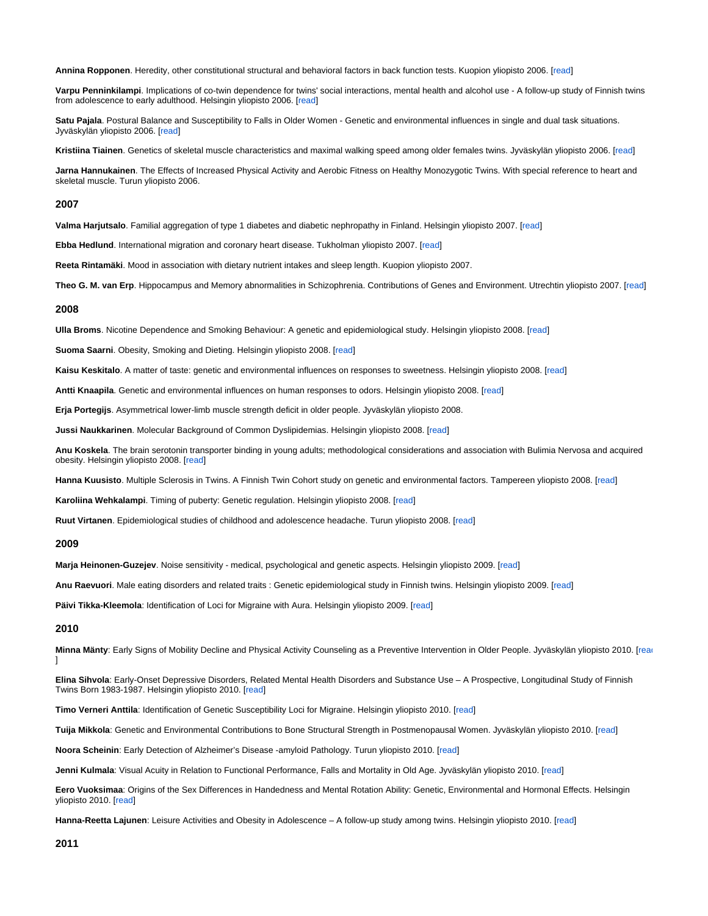**Annina Ropponen**. Heredity, other constitutional structural and behavioral factors in back function tests. Kuopion yliopisto 2006. [read]

**Varpu Penninkilampi**. Implications of co-twin dependence for twins' social interactions, mental health and alcohol use - A follow-up study of Finnish twins from adolescence to early adulthood. Helsingin yliopisto 2006. [read]

**Satu Pajala**. Postural Balance and Susceptibility to Falls in Older Women - Genetic and environmental influences in single and dual task situations. Jyväskylän yliopisto 2006. [read]

**Kristiina Tiainen**. Genetics of skeletal muscle characteristics and maximal walking speed among older females twins. Jyväskylän yliopisto 2006. [read]

**Jarna Hannukainen**. The Effects of Increased Physical Activity and Aerobic Fitness on Healthy Monozygotic Twins. With special reference to heart and skeletal muscle. Turun yliopisto 2006.

### 2007

**Valma Harjutsalo**. Familial aggregation of type 1 diabetes and diabetic nephropathy in Finland. Helsingin yliopisto 2007. [read]

**Ebba Hedlund**. International migration and coronary heart disease. Tukholman yliopisto 2007. [read]

**Reeta Rintamäki**. Mood in association with dietary nutrient intakes and sleep length. Kuopion yliopisto 2007.

**Theo G. M. van Erp**. Hippocampus and Memory abnormalities in Schizophrenia. Contributions of Genes and Environment. Utrechtin yliopisto 2007. [read]

### 2008

**Ulla Broms**. Nicotine Dependence and Smoking Behaviour: A genetic and epidemiological study. Helsingin yliopisto 2008. [read]

**Suoma Saarni**. Obesity, Smoking and Dieting. Helsingin yliopisto 2008. [read]

**Kaisu Keskitalo**. A matter of taste: genetic and environmental influences on responses to sweetness. Helsingin yliopisto 2008. [read]

**Antti Knaapila**. Genetic and environmental influences on human responses to odors. Helsingin yliopisto 2008. [read]

**Erja Portegijs**. Asymmetrical lower-limb muscle strength deficit in older people. Jyväskylän yliopisto 2008.

**Jussi Naukkarinen**. Molecular Background of Common Dyslipidemias. Helsingin yliopisto 2008. [read]

**Anu Koskela**. The brain serotonin transporter binding in young adults; methodological considerations and association with Bulimia Nervosa and acquired obesity. Helsingin yliopisto 2008. [read]

**Hanna Kuusisto**. Multiple Sclerosis in Twins. A Finnish Twin Cohort study on genetic and environmental factors. Tampereen yliopisto 2008. [read]

**Karoliina Wehkalampi**. Timing of puberty: Genetic regulation. Helsingin yliopisto 2008. [read]

**Ruut Virtanen**. Epidemiological studies of childhood and adolescence headache. Turun yliopisto 2008. [read]

### 2009

**Marja Heinonen-Guzejev**. Noise sensitivity - medical, psychological and genetic aspects. Helsingin yliopisto 2009. [read]

**Anu Raevuori**. Male eating disorders and related traits : Genetic epidemiological study in Finnish twins. Helsingin yliopisto 2009. [read]

**Päivi Tikka-Kleemola**: Identification of Loci for Migraine with Aura. Helsingin yliopisto 2009. [read]

### 2010

**Minna Mänty**: Early Signs of Mobility Decline and Physical Activity Counseling as a Preventive Intervention in Older People. Jyväskylän yliopisto 2010. [read]

**Elina Sihvola**: Early-Onset Depressive Disorders, Related Mental Health Disorders and Substance Use – A Prospective, Longitudinal Study of Finnish Twins Born 1983-1987. Helsingin yliopisto 2010. [read]

**Timo Verneri Anttila**: Identification of Genetic Susceptibility Loci for Migraine. Helsingin yliopisto 2010. [read]

**Tuija Mikkola**: Genetic and Environmental Contributions to Bone Structural Strength in Postmenopausal Women. Jyväskylän yliopisto 2010. [read]

**Noora Scheinin**: Early Detection of Alzheimer's Disease -amyloid Pathology. Turun yliopisto 2010. [read]

**Jenni Kulmala**: Visual Acuity in Relation to Functional Performance, Falls and Mortality in Old Age. Jyväskylän yliopisto 2010. [read]

**Eero Vuoksimaa**: Origins of the Sex Differences in Handedness and Mental Rotation Ability: Genetic, Environmental and Hormonal Effects. Helsingin yliopisto 2010. [read]

**Hanna-Reetta Lajunen**: Leisure Activities and Obesity in Adolescence – A follow-up study among twins. Helsingin yliopisto 2010. [read]

### 2011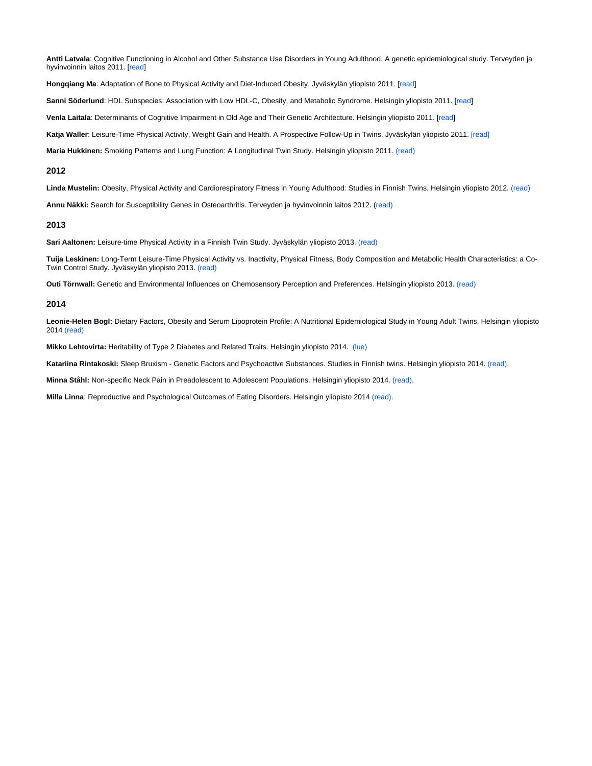**Antti Latvala**: Cognitive Functioning in Alcohol and Other Substance Use Disorders in Young Adulthood. A genetic epidemiological study. Terveyden ja hyvinvoinnin laitos 2011. [read]

**Hongqiang Ma**: Adaptation of Bone to Physical Activity and Diet-Induced Obesity. Jyväskylän yliopisto 2011. [read]

**Sanni Söderlund**: HDL Subspecies: Association with Low HDL-C, Obesity, and Metabolic Syndrome. Helsingin yliopisto 2011. [read]

**Venla Laitala**: Determinants of Cognitive Impairment in Old Age and Their Genetic Architecture. Helsingin yliopisto 2011. [read]

**Katja Waller**: Leisure-Time Physical Activity, Weight Gain and Health. A Prospective Follow-Up in Twins. Jyväskylän yliopisto 2011. [read]

**Maria Hukkinen:** Smoking Patterns and Lung Function: A Longitudinal Twin Study. Helsingin yliopisto 2011. (read)

## 2012

**Linda Mustelin:** Obesity, Physical Activity and Cardiorespiratory Fitness in Young Adulthood: Studies in Finnish Twins. Helsingin yliopisto 2012. (read)

**Annu Näkki:** Search for Susceptibility Genes in Osteoarthritis. Terveyden ja hyvinvoinnin laitos 2012. (read)

## 2013

**Sari Aaltonen:** Leisure-time Physical Activity in a Finnish Twin Study. Jyväskylän yliopisto 2013. (read)

**Tuija Leskinen:** Long-Term Leisure-Time Physical Activity vs. Inactivity, Physical Fitness, Body Composition and Metabolic Health Characteristics: a Co-Twin Control Study. Jyväskylän yliopisto 2013. (read)

**Outi Törnwall:** Genetic and Environmental Influences on Chemosensory Perception and Preferences. Helsingin yliopisto 2013. (read)

## 2014

**Leonie-Helen Bogl:** Dietary Factors, Obesity and Serum Lipoprotein Profile: A Nutritional Epidemiological Study in Young Adult Twins. Helsingin yliopisto 2014 (read)

**Mikko Lehtovirta:** Heritability of Type 2 Diabetes and Related Traits. Helsingin yliopisto 2014. (lue)

**Katariina Rintakoski:** Sleep Bruxism - Genetic Factors and Psychoactive Substances. Studies in Finnish twins. Helsingin yliopisto 2014. (read).

**Minna Ståhl:** Non-specific Neck Pain in Preadolescent to Adolescent Populations. Helsingin yliopisto 2014. (read).

**Milla Linna**: Reproductive and Psychological Outcomes of Eating Disorders. Helsingin yliopisto 2014 (read).